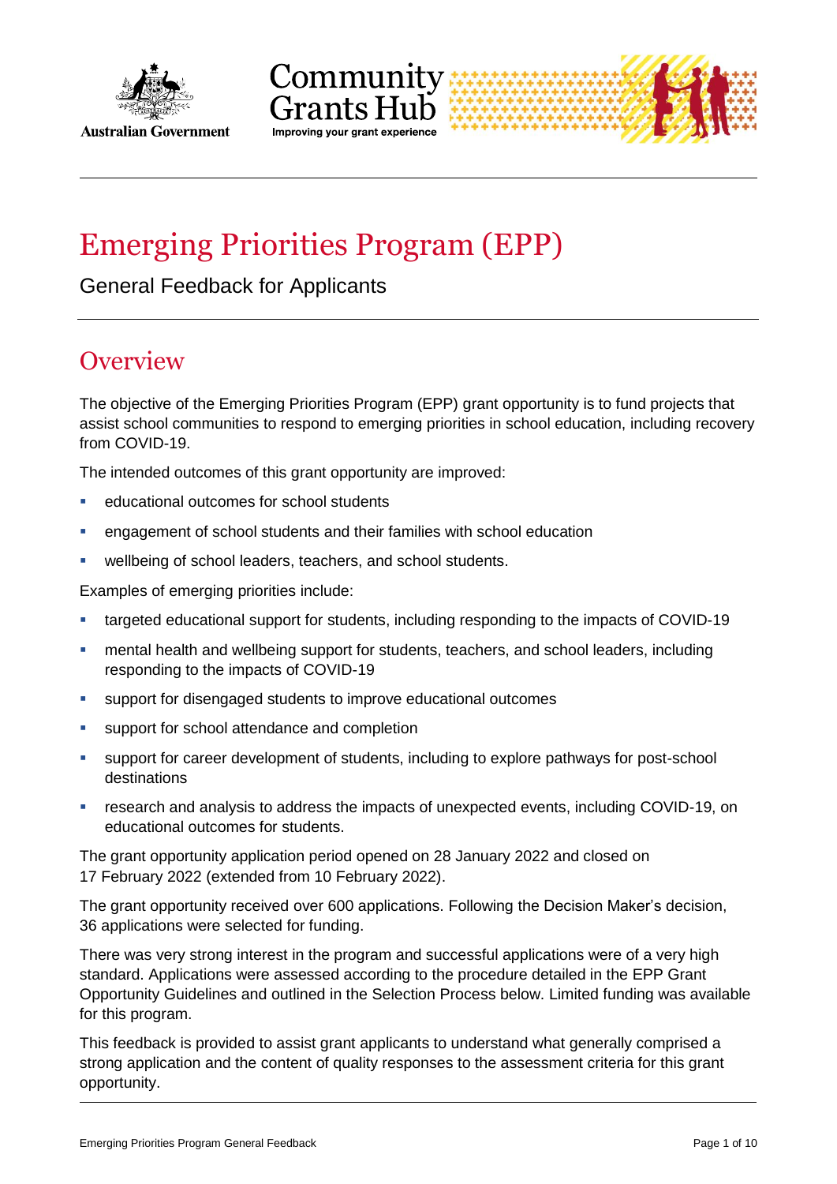# Emerging Priorities Program (EPP)

General Feedback for Applicants

## Overview

The objective of the Emerging Priorities Program (EPP) grant opportunity is to fund projects that assist school communities to respond to emerging priorities in school education, including recovery from COVID-19.

The intended outcomes of this grant opportunity are improved:

- educational outcomes for school students
- engagement of school students and their families with school education
- wellbeing of school leaders, teachers, and school students.

Examples of emerging priorities include:

- targeted educational support for students, including responding to the impacts of COVID-19
- mental health and wellbeing support for students, teachers, and school leaders, including responding to the impacts of COVID-19
- support for disengaged students to improve educational outcomes
- support for school attendance and completion
- support for career development of students, including to explore pathways for post-school destinations
- research and analysis to address the impacts of unexpected events, including COVID-19, on educational outcomes for students.

The grant opportunity application period opened on 28 January 2022 and closed on 17 February 2022 (extended from 10 February 2022).

The grant opportunity received over 600 applications. Following the Decision Maker's decision, 36 applications were selected for funding.

There was very strong interest in the program and successful applications were of a very high standard. Applications were assessed according to the procedure detailed in the EPP Grant Opportunity Guidelines and outlined in the Selection Process below. Limited funding was available for this program.

This feedback is provided to assist grant applicants to understand what generally comprised a strong application and the content of quality responses to the assessment criteria for this grant opportunity.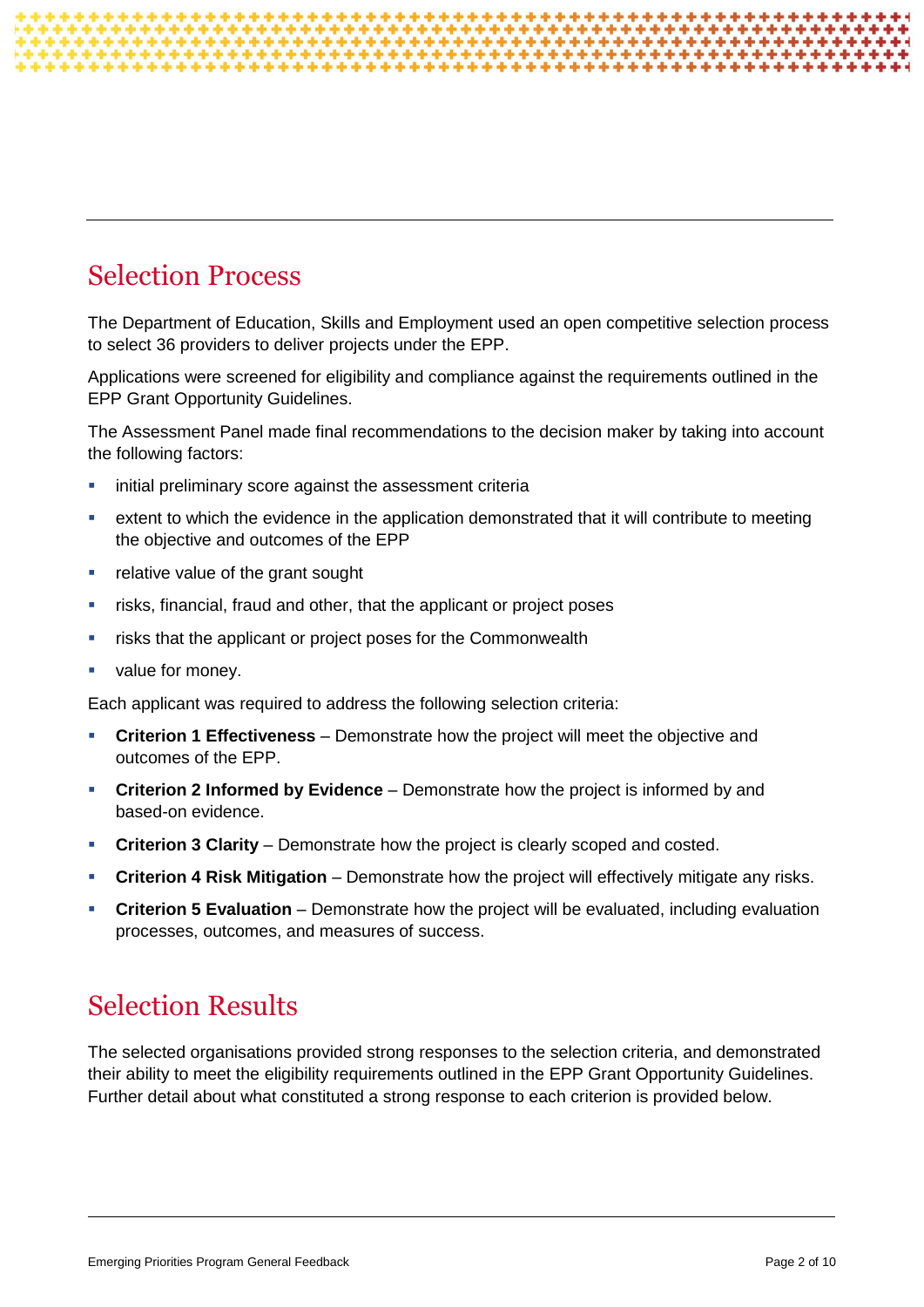## Selection Process

The Department of Education, Skills and Employment used an open competitive selection process to select 36 providers to deliver projects under the EPP.

Applications were screened for eligibility and compliance against the requirements outlined in the EPP Grant Opportunity Guidelines.

The Assessment Panel made final recommendations to the decision maker by taking into account the following factors:

- initial preliminary score against the assessment criteria
- extent to which the evidence in the application demonstrated that it will contribute to meeting the objective and outcomes of the EPP
- relative value of the grant sought
- risks, financial, fraud and other, that the applicant or project poses
- risks that the applicant or project poses for the Commonwealth
- value for money.

Each applicant was required to address the following selection criteria:

- **Criterion 1 Effectiveness** – Demonstrate how the project will meet the objective and outcomes of the EPP.
- **Criterion 2 Informed by Evidence** – Demonstrate how the project is informed by and based-on evidence.
- **Criterion 3 Clarity** – Demonstrate how the project is clearly scoped and costed.
- **Criterion 4 Risk Mitigation** – Demonstrate how the project will effectively mitigate any risks.
- **Criterion 5 Evaluation** – Demonstrate how the project will be evaluated, including evaluation processes, outcomes, and measures of success.

## Selection Results

The selected organisations provided strong responses to the selection criteria, and demonstrated their ability to meet the eligibility requirements outlined in the EPP Grant Opportunity Guidelines. Further detail about what constituted a strong response to each criterion is provided below.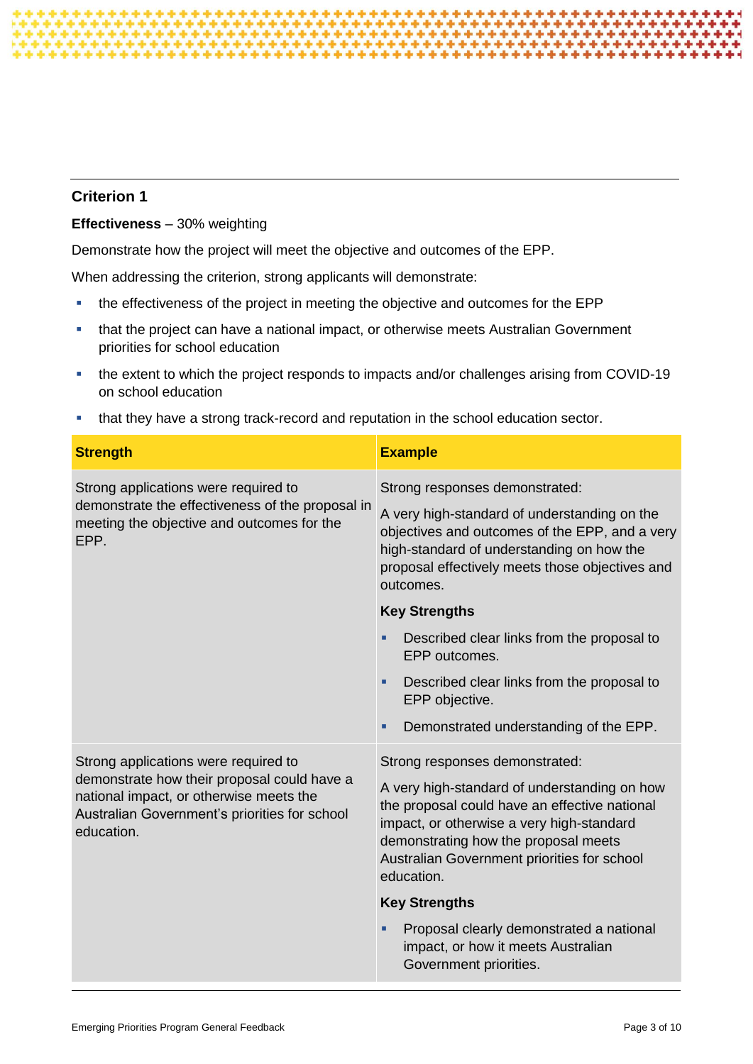## Criterion 1

**Effectiveness** – 30% weighting

Demonstrate how the project will meet the objective and outcomes of the EPP.

When addressing the criterion, strong applicants will demonstrate:

- the effectiveness of the project in meeting the objective and outcomes for the EPP
- that the project can have a national impact, or otherwise meets Australian Government priorities for school education
- the extent to which the project responds to impacts and/or challenges arising from COVID-19 on school education
- that they have a strong track-record and reputation in the school education sector.

| Strength | Example |
| --- | --- |
| Strong applications were required to demonstrate the effectiveness of the proposal in meeting the objective and outcomes for the EPP. | Strong responses demonstrated:<br><br>A very high-standard of understanding on the objectives and outcomes of the EPP, and a very high-standard of understanding on how the proposal effectively meets those objectives and outcomes.<br><br>**Key Strengths**<br><br>- Described clear links from the proposal to EPP outcomes.<br>- Described clear links from the proposal to EPP objective.<br>- Demonstrated understanding of the EPP. |
| Strong applications were required to demonstrate how their proposal could have a national impact, or otherwise meets the Australian Government's priorities for school education. | Strong responses demonstrated:<br><br>A very high-standard of understanding on how the proposal could have an effective national impact, or otherwise a very high-standard demonstrating how the proposal meets Australian Government priorities for school education.<br><br>**Key Strengths**<br><br>- Proposal clearly demonstrated a national impact, or how it meets Australian Government priorities. |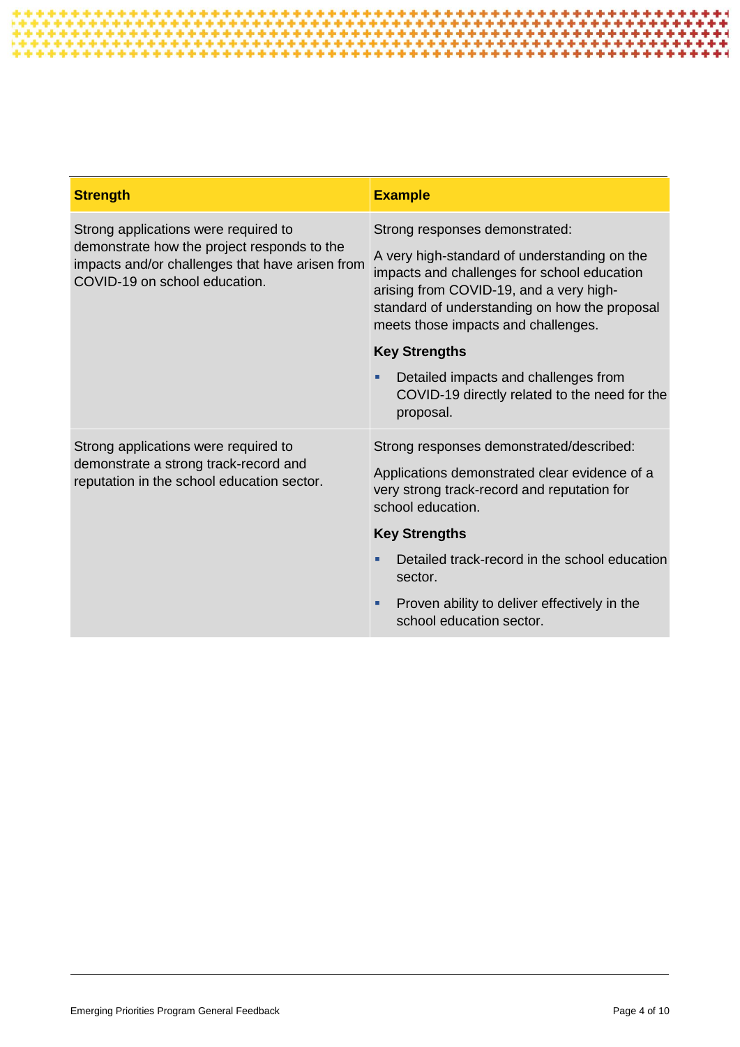| Strength | Example |
|---|---|
| Strong applications were required to demonstrate how the project responds to the impacts and/or challenges that have arisen from COVID-19 on school education. | Strong responses demonstrated:<br><br>A very high-standard of understanding on the impacts and challenges for school education arising from COVID-19, and a very high-standard of understanding on how the proposal meets those impacts and challenges.<br><br>**Key Strengths**<br><br>- Detailed impacts and challenges from COVID-19 directly related to the need for the proposal. |
| Strong applications were required to demonstrate a strong track-record and reputation in the school education sector. | Strong responses demonstrated/described:<br><br>Applications demonstrated clear evidence of a very strong track-record and reputation for school education.<br><br>**Key Strengths**<br><br>- Detailed track-record in the school education sector.<br>- Proven ability to deliver effectively in the school education sector. |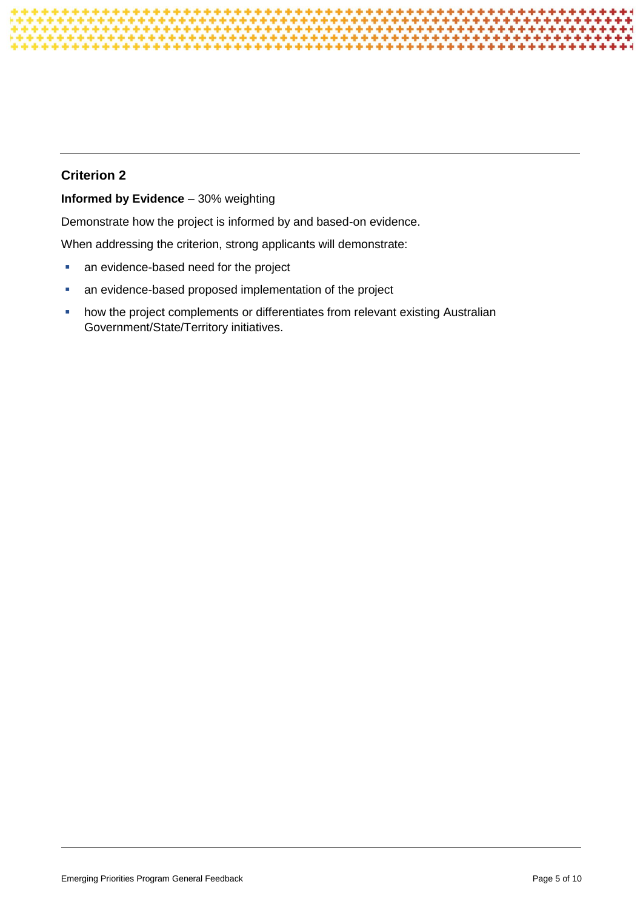## Criterion 2

**Informed by Evidence** – 30% weighting

Demonstrate how the project is informed by and based-on evidence.

When addressing the criterion, strong applicants will demonstrate:

- an evidence-based need for the project
- an evidence-based proposed implementation of the project
- how the project complements or differentiates from relevant existing Australian Government/State/Territory initiatives.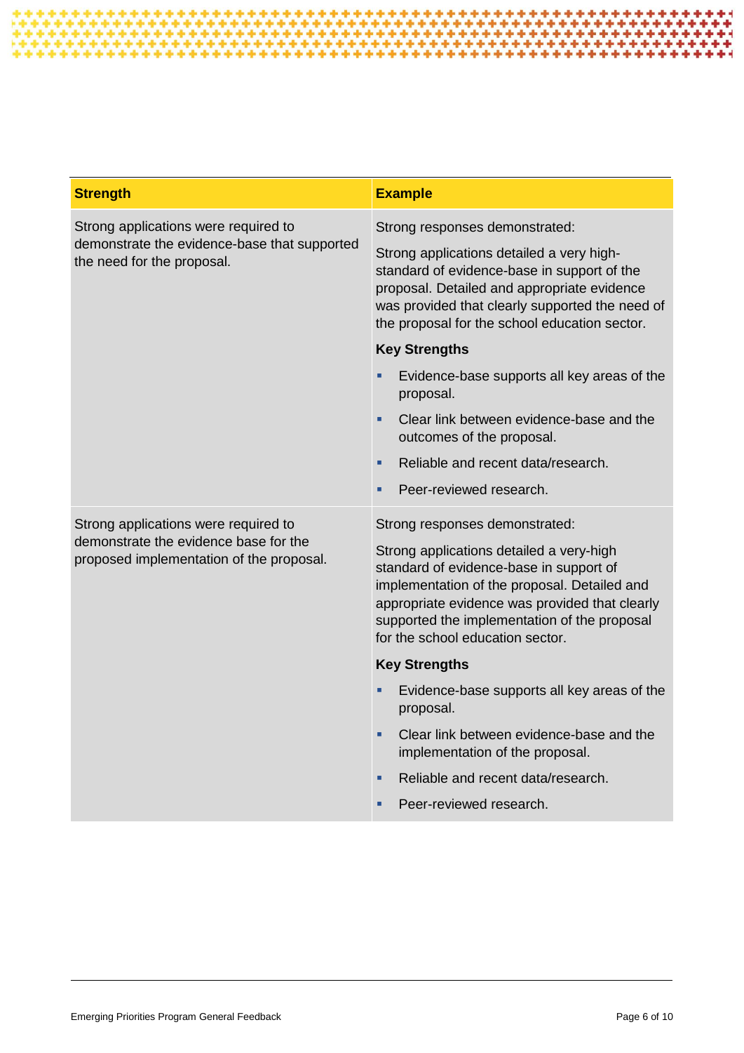| Strength | Example |
| --- | --- |
| Strong applications were required to demonstrate the evidence-base that supported the need for the proposal. | Strong responses demonstrated:<br><br>Strong applications detailed a very high-standard of evidence-base in support of the proposal. Detailed and appropriate evidence was provided that clearly supported the need of the proposal for the school education sector.<br><br>**Key Strengths**<br><br>▪ Evidence-base supports all key areas of the proposal.<br>▪ Clear link between evidence-base and the outcomes of the proposal.<br>▪ Reliable and recent data/research.<br>▪ Peer-reviewed research. |
| Strong applications were required to demonstrate the evidence base for the proposed implementation of the proposal. | Strong responses demonstrated:<br><br>Strong applications detailed a very-high standard of evidence-base in support of implementation of the proposal. Detailed and appropriate evidence was provided that clearly supported the implementation of the proposal for the school education sector.<br><br>**Key Strengths**<br><br>▪ Evidence-base supports all key areas of the proposal.<br>▪ Clear link between evidence-base and the implementation of the proposal.<br>▪ Reliable and recent data/research.<br>▪ Peer-reviewed research. |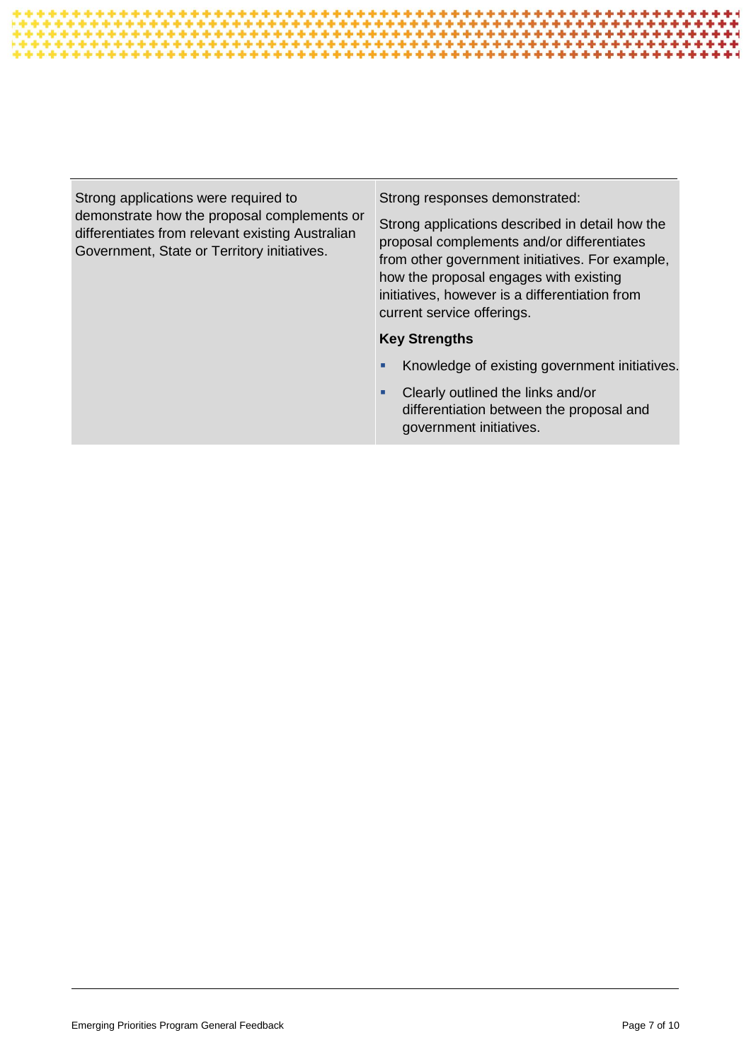| | |
|---|---|
| Strong applications were required to demonstrate how the proposal complements or differentiates from relevant existing Australian Government, State or Territory initiatives. | Strong responses demonstrated:<br><br>Strong applications described in detail how the proposal complements and/or differentiates from other government initiatives. For example, how the proposal engages with existing initiatives, however is a differentiation from current service offerings.<br><br>**Key Strengths**<br><br>- Knowledge of existing government initiatives.<br>- Clearly outlined the links and/or differentiation between the proposal and government initiatives. |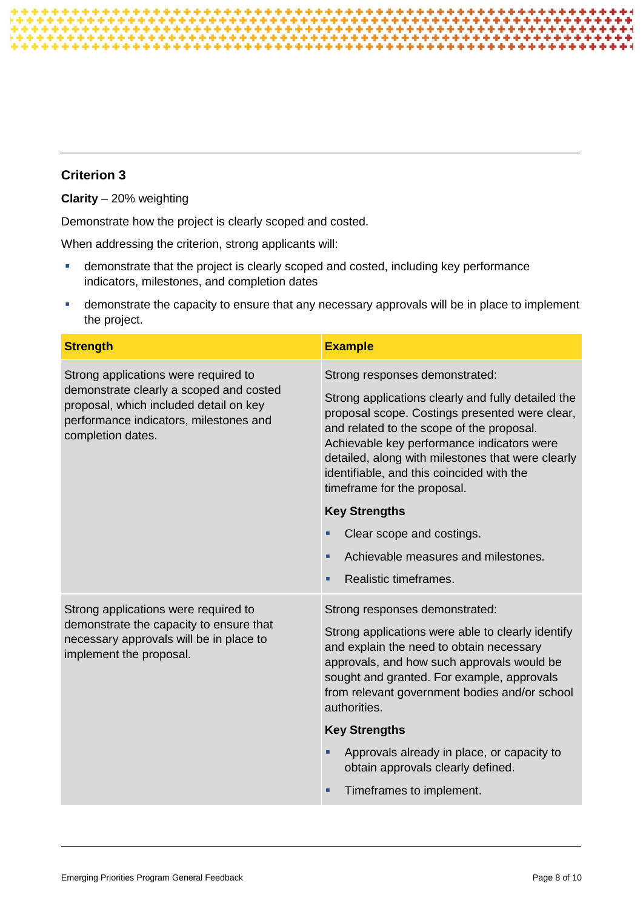## Criterion 3

**Clarity** – 20% weighting

Demonstrate how the project is clearly scoped and costed.

When addressing the criterion, strong applicants will:

- demonstrate that the project is clearly scoped and costed, including key performance indicators, milestones, and completion dates
- demonstrate the capacity to ensure that any necessary approvals will be in place to implement the project.

| Strength | Example |
| --- | --- |
| Strong applications were required to demonstrate clearly a scoped and costed proposal, which included detail on key performance indicators, milestones and completion dates. | Strong responses demonstrated:<br><br>Strong applications clearly and fully detailed the proposal scope. Costings presented were clear, and related to the scope of the proposal. Achievable key performance indicators were detailed, along with milestones that were clearly identifiable, and this coincided with the timeframe for the proposal.<br><br>**Key Strengths**<br><br>- Clear scope and costings.<br>- Achievable measures and milestones.<br>- Realistic timeframes. |
| Strong applications were required to demonstrate the capacity to ensure that necessary approvals will be in place to implement the proposal. | Strong responses demonstrated:<br><br>Strong applications were able to clearly identify and explain the need to obtain necessary approvals, and how such approvals would be sought and granted. For example, approvals from relevant government bodies and/or school authorities.<br><br>**Key Strengths**<br><br>- Approvals already in place, or capacity to obtain approvals clearly defined.<br>- Timeframes to implement. |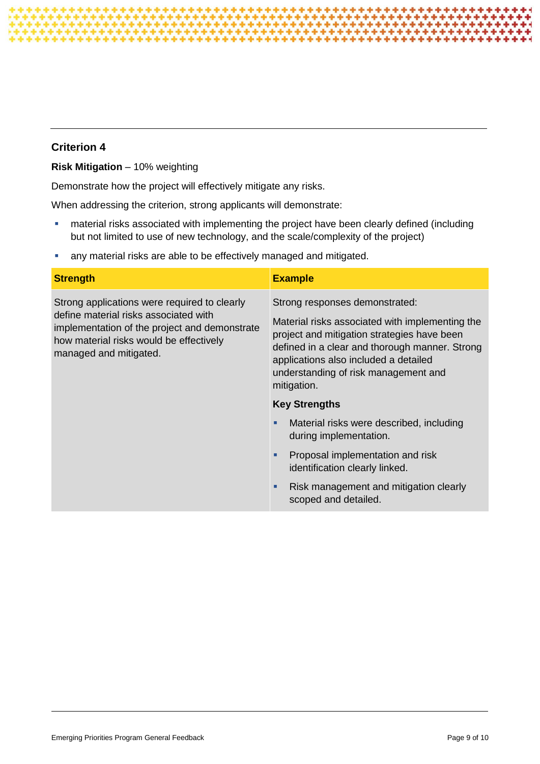## Criterion 4

**Risk Mitigation** – 10% weighting

Demonstrate how the project will effectively mitigate any risks.

When addressing the criterion, strong applicants will demonstrate:

- material risks associated with implementing the project have been clearly defined (including but not limited to use of new technology, and the scale/complexity of the project)
- any material risks are able to be effectively managed and mitigated.

| Strength | Example |
| --- | --- |
| Strong applications were required to clearly define material risks associated with implementation of the project and demonstrate how material risks would be effectively managed and mitigated. | Strong responses demonstrated:<br><br>Material risks associated with implementing the project and mitigation strategies have been defined in a clear and thorough manner. Strong applications also included a detailed understanding of risk management and mitigation.<br><br>**Key Strengths**<br><br>- Material risks were described, including during implementation.<br>- Proposal implementation and risk identification clearly linked.<br>- Risk management and mitigation clearly scoped and detailed. |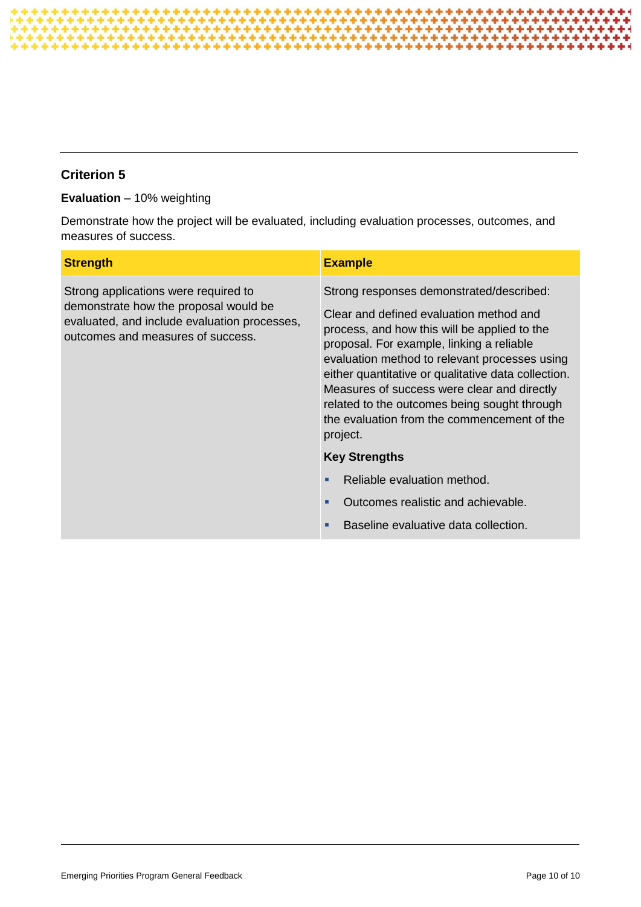## Criterion 5

**Evaluation** – 10% weighting

Demonstrate how the project will be evaluated, including evaluation processes, outcomes, and measures of success.

| Strength | Example |
|---|---|
| Strong applications were required to demonstrate how the proposal would be evaluated, and include evaluation processes, outcomes and measures of success. | Strong responses demonstrated/described:<br><br>Clear and defined evaluation method and process, and how this will be applied to the proposal. For example, linking a reliable evaluation method to relevant processes using either quantitative or qualitative data collection. Measures of success were clear and directly related to the outcomes being sought through the evaluation from the commencement of the project.<br><br>**Key Strengths**<br><br>▪ Reliable evaluation method.<br>▪ Outcomes realistic and achievable.<br>▪ Baseline evaluative data collection. |